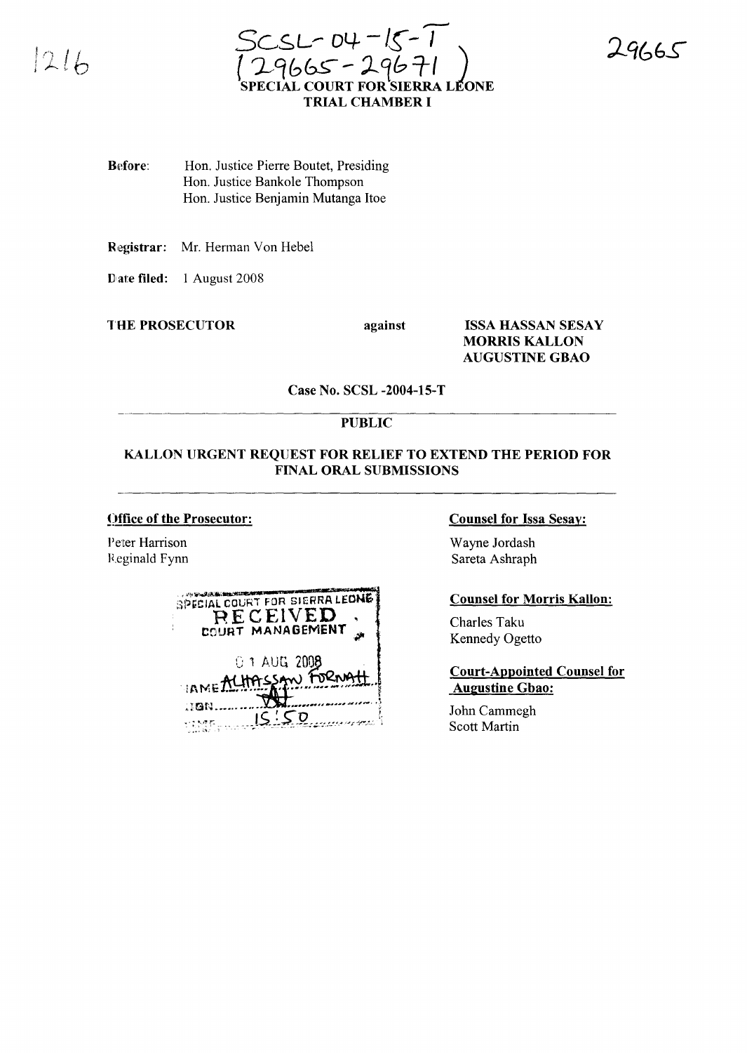SCSL-04-15-T
(29665-29671)

29665

1216

**SPECIAL COURT FOR SIERRA LEONE**
**TRIAL CHAMBER I**

**Before:** Hon. Justice Pierre Boutet, Presiding
Hon. Justice Bankole Thompson
Hon. Justice Benjamin Mutanga Itoe

**Registrar:** Mr. Herman Von Hebel

**Date filed:** 1 August 2008

**THE PROSECUTOR** **against** **ISSA HASSAN SESAY**
**MORRIS KALLON**
**AUGUSTINE GBAO**

**Case No. SCSL -2004-15-T**

**PUBLIC**

**KALLON URGENT REQUEST FOR RELIEF TO EXTEND THE PERIOD FOR FINAL ORAL SUBMISSIONS**

**Office of the Prosecutor:**

Peter Harrison
Reginald Fynn

SPECIAL COURT FOR SIERRA LEONE
RECEIVED
COURT MANAGEMENT
01 AUG 2008
NAME ALHASSAN FORNAH
SIGN
TIME 15:50

**Counsel for Issa Sesay:**

Wayne Jordash
Sareta Ashraph

**Counsel for Morris Kallon:**

Charles Taku
Kennedy Ogetto

**Court-Appointed Counsel for Augustine Gbao:**

John Cammegh
Scott Martin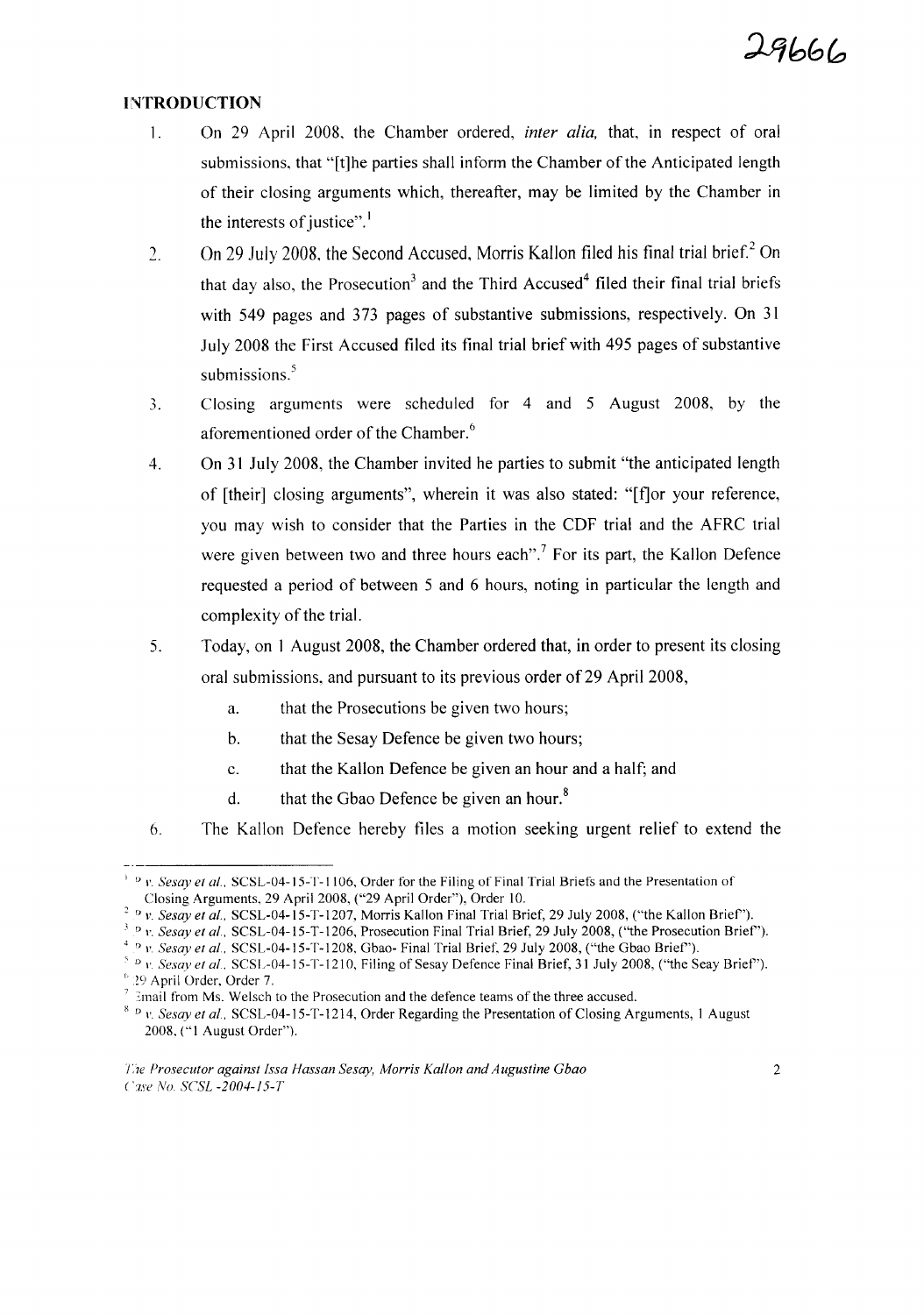## INTRODUCTION

1. On 29 April 2008, the Chamber ordered, *inter alia,* that, in respect of oral submissions, that "[t]he parties shall inform the Chamber of the Anticipated length of their closing arguments which, thereafter, may be limited by the Chamber in the interests of justice".[1]

2. On 29 July 2008, the Second Accused, Morris Kallon filed his final trial brief.[2] On that day also, the Prosecution[3] and the Third Accused[4] filed their final trial briefs with 549 pages and 373 pages of substantive submissions, respectively. On 31 July 2008 the First Accused filed its final trial brief with 495 pages of substantive submissions.[5]

3. Closing arguments were scheduled for 4 and 5 August 2008, by the aforementioned order of the Chamber.[6]

4. On 31 July 2008, the Chamber invited he parties to submit "the anticipated length of [their] closing arguments", wherein it was also stated: "[f]or your reference, you may wish to consider that the Parties in the CDF trial and the AFRC trial were given between two and three hours each".[7] For its part, the Kallon Defence requested a period of between 5 and 6 hours, noting in particular the length and complexity of the trial.

5. Today, on 1 August 2008, the Chamber ordered that, in order to present its closing oral submissions, and pursuant to its previous order of 29 April 2008,

   a. that the Prosecutions be given two hours;

   b. that the Sesay Defence be given two hours;

   c. that the Kallon Defence be given an hour and a half; and

   d. that the Gbao Defence be given an hour.[8]

6. The Kallon Defence hereby files a motion seeking urgent relief to extend the

---

[1] P v. *Sesay et al.*, SCSL-04-15-T-1106, Order for the Filing of Final Trial Briefs and the Presentation of Closing Arguments, 29 April 2008, ("29 April Order"), Order 10.

[2] P v. *Sesay et al.*, SCSL-04-15-T-1207, Morris Kallon Final Trial Brief, 29 July 2008, ("the Kallon Brief").

[3] P v. *Sesay et al.*, SCSL-04-15-T-1206, Prosecution Final Trial Brief, 29 July 2008, ("the Prosecution Brief").

[4] P v. *Sesay et al.*, SCSL-04-15-T-1208, Gbao- Final Trial Brief, 29 July 2008, ("the Gbao Brief").

[5] P v. *Sesay et al.*, SCSL-04-15-T-1210, Filing of Sesay Defence Final Brief, 31 July 2008, ("the Seay Brief").

[6] 29 April Order, Order 7.

[7] Email from Ms. Welsch to the Prosecution and the defence teams of the three accused.

[8] P v. *Sesay et al.*, SCSL-04-15-T-1214, Order Regarding the Presentation of Closing Arguments, 1 August 2008, ("1 August Order").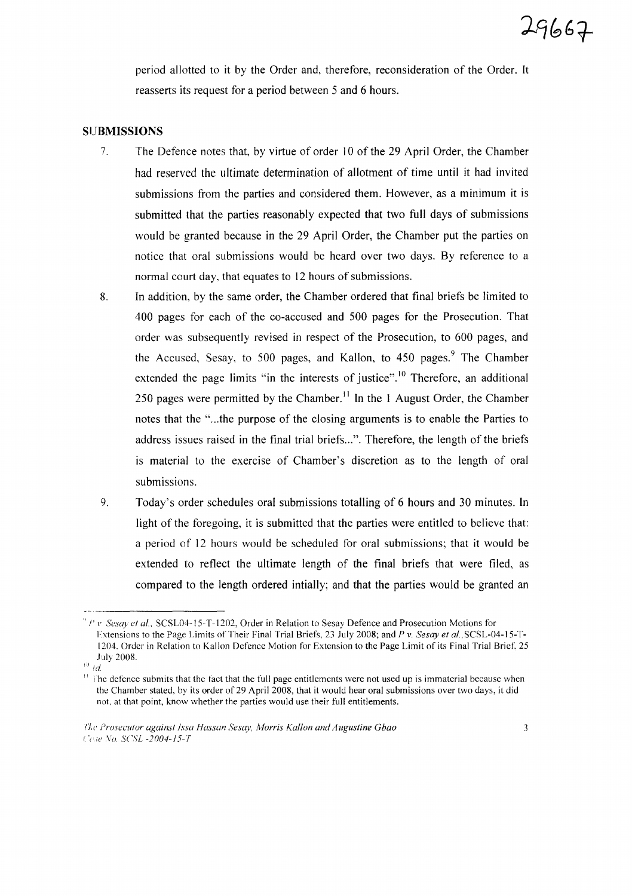period allotted to it by the Order and, therefore, reconsideration of the Order. It reasserts its request for a period between 5 and 6 hours.

## SUBMISSIONS

7. The Defence notes that, by virtue of order 10 of the 29 April Order, the Chamber had reserved the ultimate determination of allotment of time until it had invited submissions from the parties and considered them. However, as a minimum it is submitted that the parties reasonably expected that two full days of submissions would be granted because in the 29 April Order, the Chamber put the parties on notice that oral submissions would be heard over two days. By reference to a normal court day, that equates to 12 hours of submissions.

8. In addition, by the same order, the Chamber ordered that final briefs be limited to 400 pages for each of the co-accused and 500 pages for the Prosecution. That order was subsequently revised in respect of the Prosecution, to 600 pages, and the Accused, Sesay, to 500 pages, and Kallon, to 450 pages.[9] The Chamber extended the page limits "in the interests of justice".[10] Therefore, an additional 250 pages were permitted by the Chamber.[11] In the 1 August Order, the Chamber notes that the "...the purpose of the closing arguments is to enable the Parties to address issues raised in the final trial briefs...". Therefore, the length of the briefs is material to the exercise of Chamber's discretion as to the length of oral submissions.

9. Today's order schedules oral submissions totalling of 6 hours and 30 minutes. In light of the foregoing, it is submitted that the parties were entitled to believe that: a period of 12 hours would be scheduled for oral submissions; that it would be extended to reflect the ultimate length of the final briefs that were filed, as compared to the length ordered intially; and that the parties would be granted an

---

[9] *P v. Sesay et al.*, SCSL04-15-T-1202, Order in Relation to Sesay Defence and Prosecution Motions for Extensions to the Page Limits of Their Final Trial Briefs, 23 July 2008; and *P v. Sesay et al.*, SCSL-04-15-T-1204, Order in Relation to Kallon Defence Motion for Extension to the Page Limit of its Final Trial Brief, 25 July 2008.

[10] *Id.*

[11] The defence submits that the fact that the full page entitlements were not used up is immaterial because when the Chamber stated, by its order of 29 April 2008, that it would hear oral submissions over two days, it did not, at that point, know whether the parties would use their full entitlements.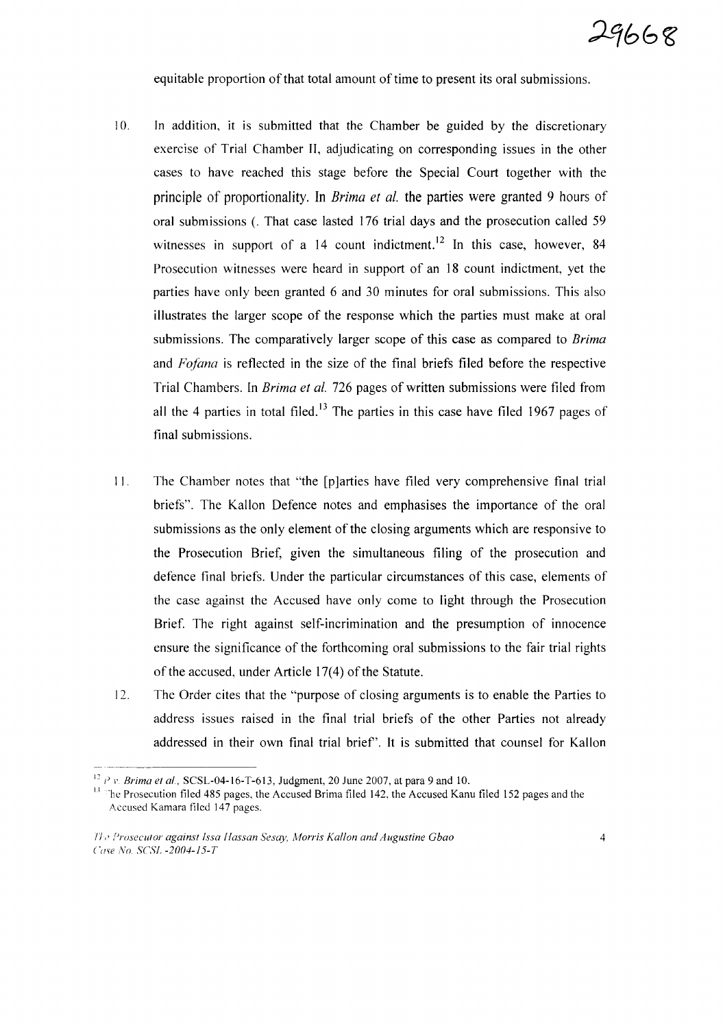equitable proportion of that total amount of time to present its oral submissions.

10. In addition, it is submitted that the Chamber be guided by the discretionary exercise of Trial Chamber II, adjudicating on corresponding issues in the other cases to have reached this stage before the Special Court together with the principle of proportionality. In *Brima et al.* the parties were granted 9 hours of oral submissions (. That case lasted 176 trial days and the prosecution called 59 witnesses in support of a 14 count indictment.[12] In this case, however, 84 Prosecution witnesses were heard in support of an 18 count indictment, yet the parties have only been granted 6 and 30 minutes for oral submissions. This also illustrates the larger scope of the response which the parties must make at oral submissions. The comparatively larger scope of this case as compared to *Brima* and *Fofana* is reflected in the size of the final briefs filed before the respective Trial Chambers. In *Brima et al.* 726 pages of written submissions were filed from all the 4 parties in total filed.[13] The parties in this case have filed 1967 pages of final submissions.

11. The Chamber notes that "the [p]arties have filed very comprehensive final trial briefs". The Kallon Defence notes and emphasises the importance of the oral submissions as the only element of the closing arguments which are responsive to the Prosecution Brief, given the simultaneous filing of the prosecution and defence final briefs. Under the particular circumstances of this case, elements of the case against the Accused have only come to light through the Prosecution Brief. The right against self-incrimination and the presumption of innocence ensure the significance of the forthcoming oral submissions to the fair trial rights of the accused, under Article 17(4) of the Statute.

12. The Order cites that the "purpose of closing arguments is to enable the Parties to address issues raised in the final trial briefs of the other Parties not already addressed in their own final trial brief". It is submitted that counsel for Kallon

---

[12] *P. v. Brima et al.*, SCSL-04-16-T-613, Judgment, 20 June 2007, at para 9 and 10.

[13] The Prosecution filed 485 pages, the Accused Brima filed 142, the Accused Kanu filed 152 pages and the Accused Kamara filed 147 pages.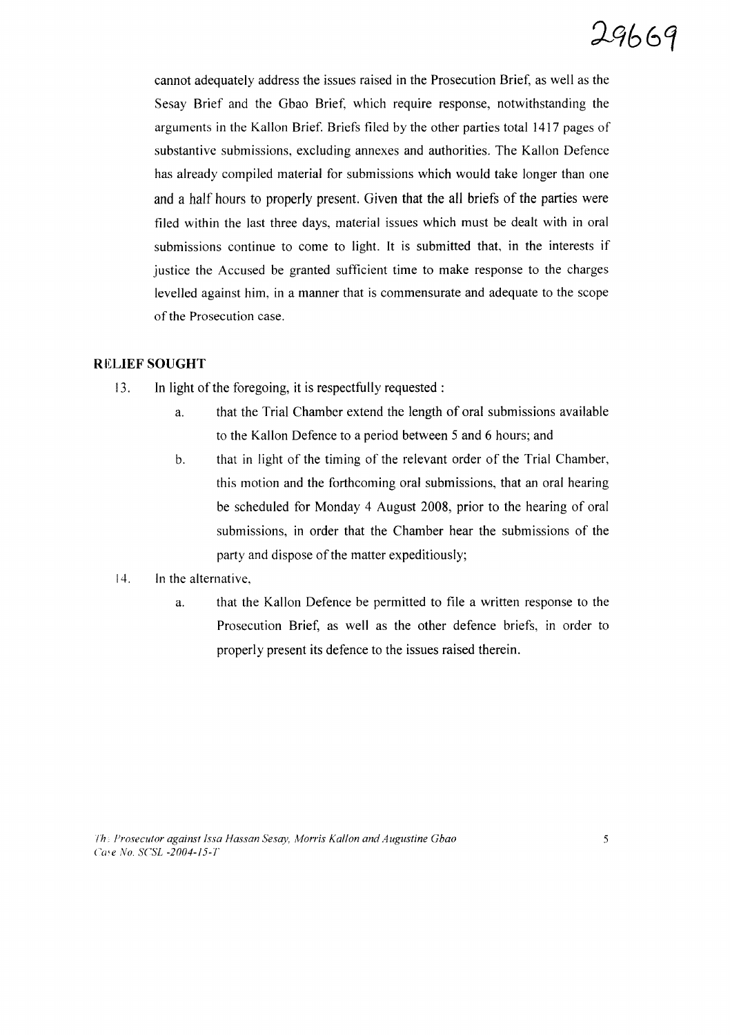cannot adequately address the issues raised in the Prosecution Brief, as well as the Sesay Brief and the Gbao Brief, which require response, notwithstanding the arguments in the Kallon Brief. Briefs filed by the other parties total 1417 pages of substantive submissions, excluding annexes and authorities. The Kallon Defence has already compiled material for submissions which would take longer than one and a half hours to properly present. Given that the all briefs of the parties were filed within the last three days, material issues which must be dealt with in oral submissions continue to come to light. It is submitted that, in the interests if justice the Accused be granted sufficient time to make response to the charges levelled against him, in a manner that is commensurate and adequate to the scope of the Prosecution case.

## RELIEF SOUGHT

13. In light of the foregoing, it is respectfully requested :

    a. that the Trial Chamber extend the length of oral submissions available to the Kallon Defence to a period between 5 and 6 hours; and

    b. that in light of the timing of the relevant order of the Trial Chamber, this motion and the forthcoming oral submissions, that an oral hearing be scheduled for Monday 4 August 2008, prior to the hearing of oral submissions, in order that the Chamber hear the submissions of the party and dispose of the matter expeditiously;

14. In the alternative,

    a. that the Kallon Defence be permitted to file a written response to the Prosecution Brief, as well as the other defence briefs, in order to properly present its defence to the issues raised therein.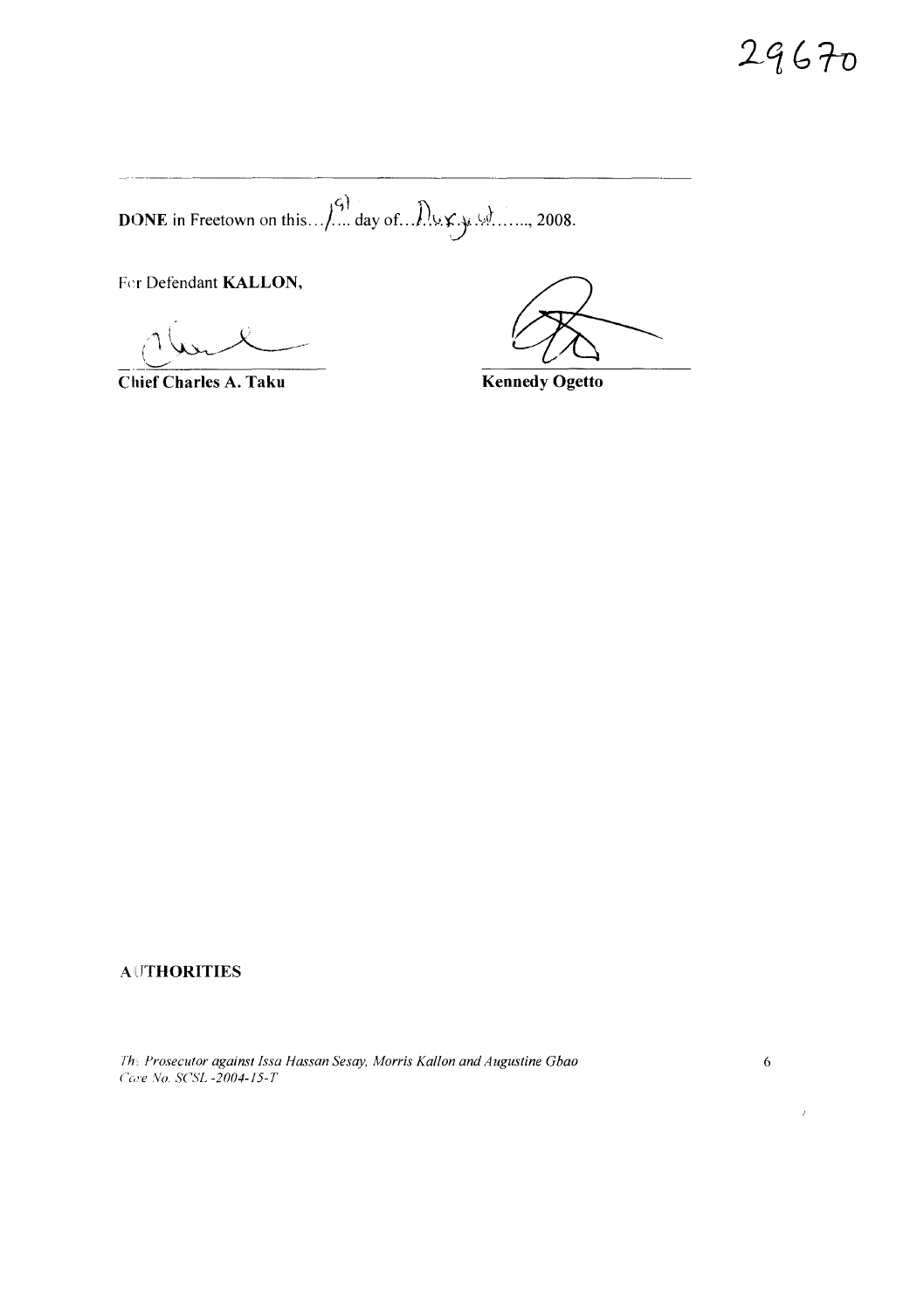29670

**DONE** in Freetown on this 19 day of August, 2008.

For Defendant **KALLON**,

| | |
|---|---|
| **Chief Charles A. Taku** | **Kennedy Ogetto** |

**AUTHORITIES**

*The Prosecutor against Issa Hassan Sesay, Morris Kallon and Augustine Gbao*
*Case No. SCSL -2004-15-T*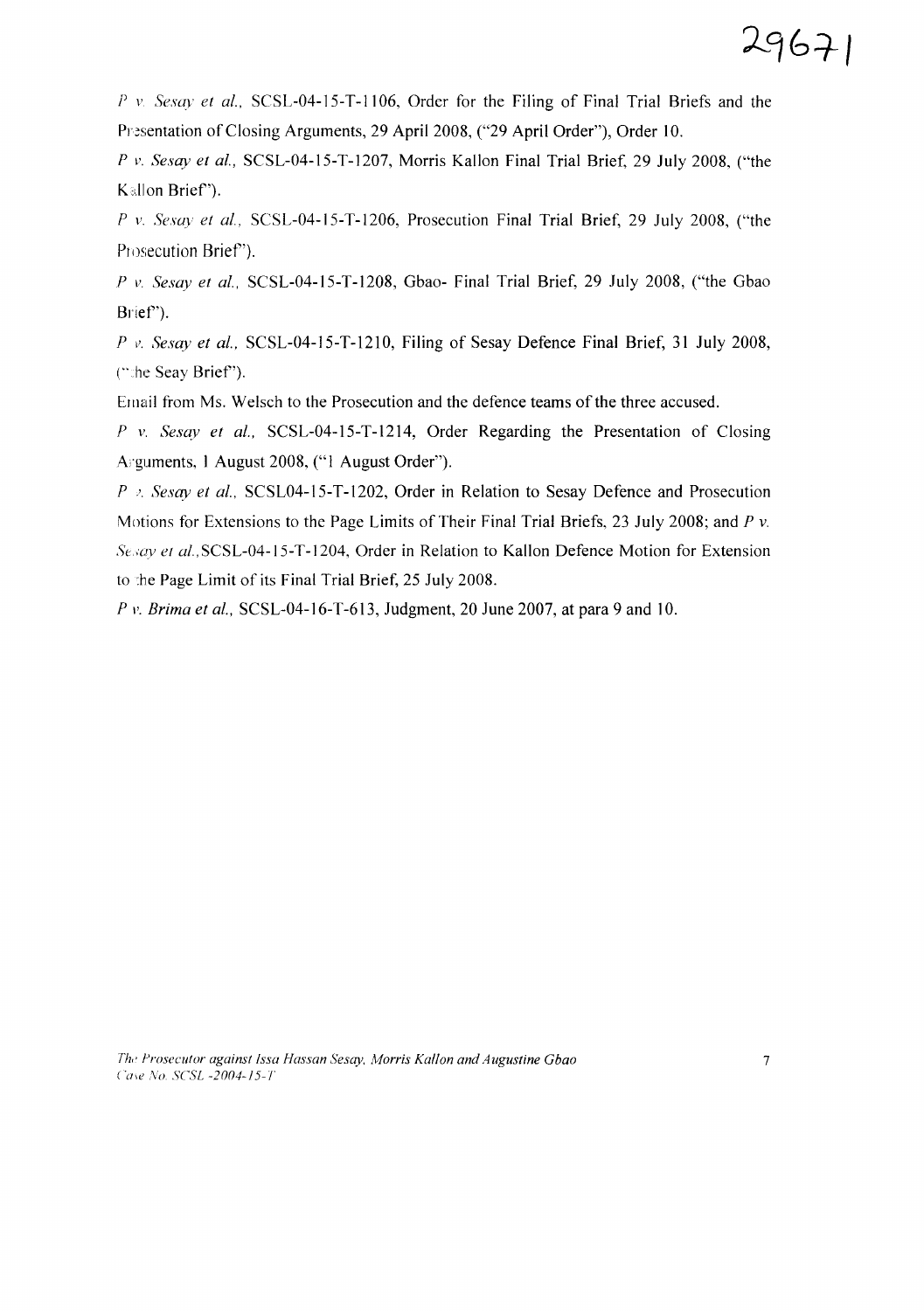*P v. Sesay et al.*, SCSL-04-15-T-1106, Order for the Filing of Final Trial Briefs and the Presentation of Closing Arguments, 29 April 2008, ("29 April Order"), Order 10.

*P v. Sesay et al.*, SCSL-04-15-T-1207, Morris Kallon Final Trial Brief, 29 July 2008, ("the Kallon Brief").

*P v. Sesay et al.*, SCSL-04-15-T-1206, Prosecution Final Trial Brief, 29 July 2008, ("the Prosecution Brief").

*P v. Sesay et al.*, SCSL-04-15-T-1208, Gbao- Final Trial Brief, 29 July 2008, ("the Gbao Brief").

*P v. Sesay et al.*, SCSL-04-15-T-1210, Filing of Sesay Defence Final Brief, 31 July 2008, ("the Seay Brief").

Email from Ms. Welsch to the Prosecution and the defence teams of the three accused.

*P v. Sesay et al.*, SCSL-04-15-T-1214, Order Regarding the Presentation of Closing Arguments, 1 August 2008, ("1 August Order").

*P v. Sesay et al.*, SCSL04-15-T-1202, Order in Relation to Sesay Defence and Prosecution Motions for Extensions to the Page Limits of Their Final Trial Briefs, 23 July 2008; and *P v. Sesay et al.*, SCSL-04-15-T-1204, Order in Relation to Kallon Defence Motion for Extension to the Page Limit of its Final Trial Brief, 25 July 2008.

*P v. Brima et al.*, SCSL-04-16-T-613, Judgment, 20 June 2007, at para 9 and 10.